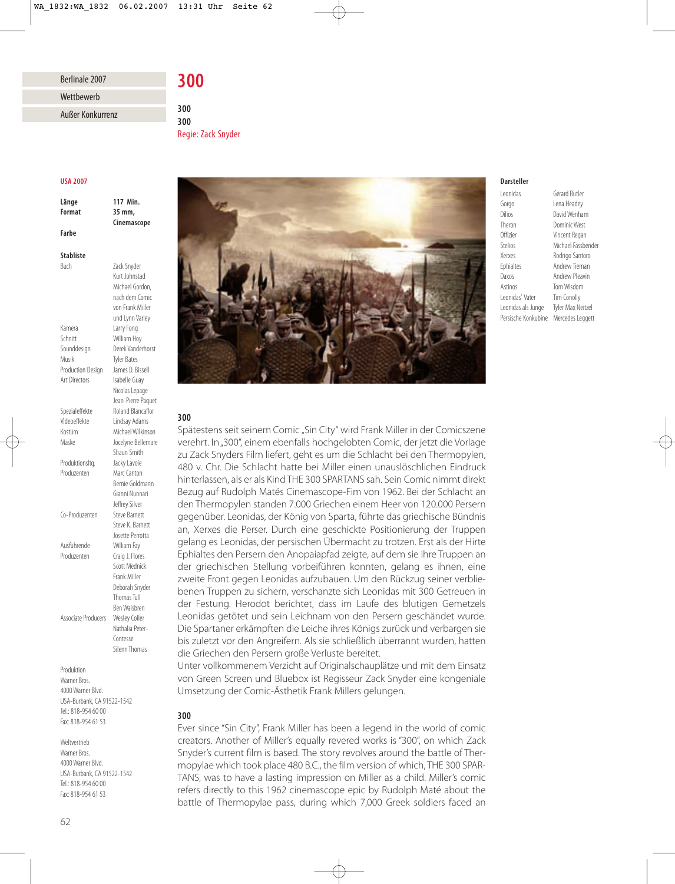Berlinale 2007

Wettbewerb

Außer Konkurrenz

# 300

**300**
**300**
Regie: Zack Snyder

**USA 2007**

| | |
|---|---|
| **Länge** | **117 Min.** |
| **Format** | **35 mm, Cinemascope** |
| **Farbe** | |

**Stabliste**

| | |
|---|---|
| Buch | Zack Snyder, Kurt Johnstad, Michael Gordon, nach dem Comic von Frank Miller und Lynn Varley |
| Kamera | Larry Fong |
| Schnitt | William Hoy |
| Sounddesign | Derek Vanderhorst |
| Musik | Tyler Bates |
| Production Design | James D. Bissell |
| Art Directors | Isabelle Guay, Nicolas Lepage, Jean-Pierre Paquet |
| Spezialeffekte | Roland Blancaflor |
| Videoeffekte | Lindsay Adams |
| Kostüm | Michael Wilkinson |
| Maske | Jocelyne Bellemare, Shaun Smith |
| Produktionsltg. | Jacky Lavoie |
| Produzenten | Marc Canton, Bernie Goldmann, Gianni Nunnari, Jeffrey Silver |
| Co-Produzenten | Steve Barnett, Steve K. Barnett, Josette Perrotta |
| Ausführende Produzenten | William Fay, Craig J. Flores, Scott Mednick, Frank Miller, Deborah Snyder, Thomas Tull, Ben Waisbren |
| Associate Producers | Wesley Coller, Nathalia Peter-Contesse, Silenn Thomas |

Produktion
Warner Bros.
4000 Warner Blvd.
USA-Burbank, CA 91522-1542
Tel.: 818-954 60 00
Fax: 818-954 61 53

Weltvertrieb
Warner Bros.
4000 Warner Blvd.
USA-Burbank, CA 91522-1542
Tel.: 818-954 60 00
Fax: 818-954 61 53

**Darsteller**

| | |
|---|---|
| Leonidas | Gerard Butler |
| Gorgo | Lena Headey |
| Dilios | David Wenham |
| Theron | Dominic West |
| Offizier | Vincent Regan |
| Stelios | Michael Fassbender |
| Xerxes | Rodrigo Santoro |
| Ephialtes | Andrew Tiernan |
| Daxos | Andrew Pleavin |
| Astinos | Tom Wisdom |
| Leonidas' Vater | Tim Conolly |
| Leonidas als Junge | Tyler Max Neitzel |
| Persische Konkubine | Mercedes Leggett |

### 300

Spätestens seit seinem Comic „Sin City" wird Frank Miller in der Comicszene verehrt. In „300", einem ebenfalls hochgelobten Comic, der jetzt die Vorlage zu Zack Snyders Film liefert, geht es um die Schlacht bei den Thermopylen, 480 v. Chr. Die Schlacht hatte bei Miller einen unauslöschlichen Eindruck hinterlassen, als er als Kind THE 300 SPARTANS sah. Sein Comic nimmt direkt Bezug auf Rudolph Matés Cinemascope-Fim von 1962. Bei der Schlacht an den Thermopylen standen 7.000 Griechen einem Heer von 120.000 Persern gegenüber. Leonidas, der König von Sparta, führte das griechische Bündnis an, Xerxes die Perser. Durch eine geschickte Positionierung der Truppen gelang es Leonidas, der persischen Übermacht zu trotzen. Erst als der Hirte Ephialtes den Persern den Anopaiapfad zeigte, auf dem sie ihre Truppen an der griechischen Stellung vorbeiführen konnten, gelang es ihnen, eine zweite Front gegen Leonidas aufzubauen. Um den Rückzug seiner verbliebenen Truppen zu sichern, verschanzte sich Leonidas mit 300 Getreuen in der Festung. Herodot berichtet, dass im Laufe des blutigen Gemetzels Leonidas getötet und sein Leichnam von den Persern geschändet wurde. Die Spartaner erkämpften die Leiche ihres Königs zurück und verbargen sie bis zuletzt vor den Angreifern. Als sie schließlich überrannt wurden, hatten die Griechen den Persern große Verluste bereitet.
Unter vollkommenem Verzicht auf Originalschauplätze und mit dem Einsatz von Green Screen und Bluebox ist Regisseur Zack Snyder eine kongeniale Umsetzung der Comic-Ästhetik Frank Millers gelungen.

### 300

Ever since "Sin City", Frank Miller has been a legend in the world of comic creators. Another of Miller's equally revered works is "300", on which Zack Snyder's current film is based. The story revolves around the battle of Thermopylae which took place 480 B.C., the film version of which, THE 300 SPARTANS, was to have a lasting impression on Miller as a child. Miller's comic refers directly to this 1962 cinemascope epic by Rudolph Maté about the battle of Thermopylae pass, during which 7,000 Greek soldiers faced an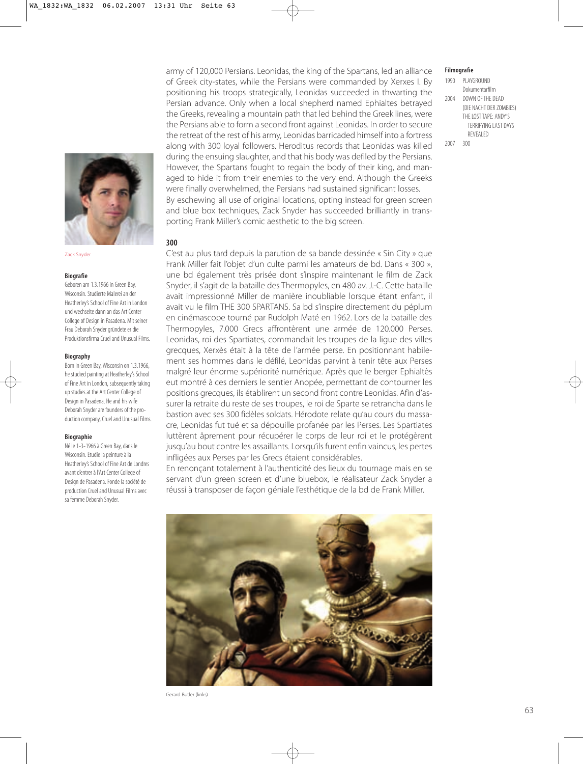army of 120,000 Persians. Leonidas, the king of the Spartans, led an alliance of Greek city-states, while the Persians were commanded by Xerxes I. By positioning his troops strategically, Leonidas succeeded in thwarting the Persian advance. Only when a local shepherd named Ephialtes betrayed the Greeks, revealing a mountain path that led behind the Greek lines, were the Persians able to form a second front against Leonidas. In order to secure the retreat of the rest of his army, Leonidas barricaded himself into a fortress along with 300 loyal followers. Heroditus records that Leonidas was killed during the ensuing slaughter, and that his body was defiled by the Persians. However, the Spartans fought to regain the body of their king, and managed to hide it from their enemies to the very end. Although the Greeks were finally overwhelmed, the Persians had sustained significant losses.
By eschewing all use of original locations, opting instead for green screen and blue box techniques, Zack Snyder has succeeded brilliantly in transporting Frank Miller's comic aesthetic to the big screen.

### 300

C'est au plus tard depuis la parution de sa bande dessinée « Sin City » que Frank Miller fait l'objet d'un culte parmi les amateurs de bd. Dans « 300 », une bd également très prisée dont s'inspire maintenant le film de Zack Snyder, il s'agit de la bataille des Thermopyles, en 480 av. J.-C. Cette bataille avait impressionné Miller de manière inoubliable lorsque étant enfant, il avait vu le film THE 300 SPARTANS. Sa bd s'inspire directement du péplum en cinémascope tourné par Rudolph Maté en 1962. Lors de la bataille des Thermopyles, 7.000 Grecs affrontèrent une armée de 120.000 Perses. Leonidas, roi des Spartiates, commandait les troupes de la ligue des villes grecques, Xerxès était à la tête de l'armée perse. En positionnant habilement ses hommes dans le défilé, Leonidas parvint à tenir tête aux Perses malgré leur énorme supériorité numérique. Après que le berger Ephialtès eut montré à ces derniers le sentier Anopée, permettant de contourner les positions grecques, ils établirent un second front contre Leonidas. Afin d'assurer la retraite du reste de ses troupes, le roi de Sparte se retrancha dans le bastion avec ses 300 fidèles soldats. Hérodote relate qu'au cours du massacre, Leonidas fut tué et sa dépouille profanée par les Perses. Les Spartiates luttèrent âprement pour récupérer le corps de leur roi et le protégèrent jusqu'au bout contre les assaillants. Lorsqu'ils furent enfin vaincus, les pertes infligées aux Perses par les Grecs étaient considérables.
En renonçant totalement à l'authenticité des lieux du tournage mais en se servant d'un green screen et d'une bluebox, le réalisateur Zack Snyder a réussi à transposer de façon géniale l'esthétique de la bd de Frank Miller.

Gerard Butler (links)

Zack Snyder

#### Biografie

Geboren am 1.3.1966 in Green Bay, Wisconsin. Studierte Malerei an der Heatherley's School of Fine Art in London und wechselte dann an das Art Center College of Design in Pasadena. Mit seiner Frau Deborah Snyder gründete er die Produktionsfirma Cruel and Unusual Films.

#### Biography

Born in Green Bay, Wisconsin on 1.3.1966, he studied painting at Heatherley's School of Fine Art in London, subsequently taking up studies at the Art Center College of Design in Pasadena. He and his wife Deborah Snyder are founders of the production company, Cruel and Unusual Films.

#### Biographie

Né le 1-3-1966 à Green Bay, dans le Wisconsin. Etudie la peinture à la Heatherley's School of Fine Art de Londres avant d'entrer à l'Art Center College of Design de Pasadena. Fonde la société de production Cruel and Unusual Films avec sa femme Deborah Snyder.

#### Filmografie

1990 PLAYGROUND
Dokumentarfilm
2004 DOWN OF THE DEAD
(DIE NACHT DER ZOMBIES)
THE LOST TAPE: ANDY'S TERRIFYING LAST DAYS REVEALED
2007 300